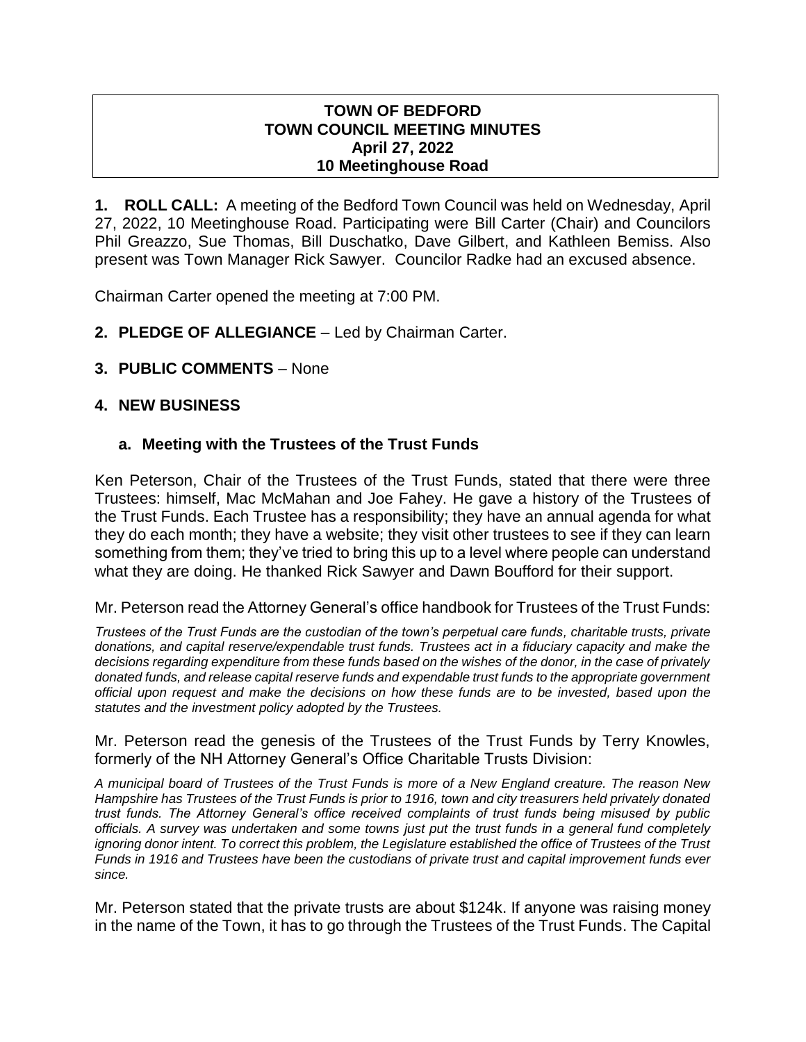# TOWN OF BEDFORD
## TOWN COUNCIL MEETING MINUTES
### April 27, 2022
### 10 Meetinghouse Road

**1. ROLL CALL:** A meeting of the Bedford Town Council was held on Wednesday, April 27, 2022, 10 Meetinghouse Road. Participating were Bill Carter (Chair) and Councilors Phil Greazzo, Sue Thomas, Bill Duschatko, Dave Gilbert, and Kathleen Bemiss. Also present was Town Manager Rick Sawyer. Councilor Radke had an excused absence.

Chairman Carter opened the meeting at 7:00 PM.

**2. PLEDGE OF ALLEGIANCE** – Led by Chairman Carter.

**3. PUBLIC COMMENTS** – None

**4. NEW BUSINESS**

**a. Meeting with the Trustees of the Trust Funds**

Ken Peterson, Chair of the Trustees of the Trust Funds, stated that there were three Trustees: himself, Mac McMahan and Joe Fahey. He gave a history of the Trustees of the Trust Funds. Each Trustee has a responsibility; they have an annual agenda for what they do each month; they have a website; they visit other trustees to see if they can learn something from them; they've tried to bring this up to a level where people can understand what they are doing. He thanked Rick Sawyer and Dawn Boufford for their support.

Mr. Peterson read the Attorney General's office handbook for Trustees of the Trust Funds:

*Trustees of the Trust Funds are the custodian of the town's perpetual care funds, charitable trusts, private donations, and capital reserve/expendable trust funds. Trustees act in a fiduciary capacity and make the decisions regarding expenditure from these funds based on the wishes of the donor, in the case of privately donated funds, and release capital reserve funds and expendable trust funds to the appropriate government official upon request and make the decisions on how these funds are to be invested, based upon the statutes and the investment policy adopted by the Trustees.*

Mr. Peterson read the genesis of the Trustees of the Trust Funds by Terry Knowles, formerly of the NH Attorney General's Office Charitable Trusts Division:

*A municipal board of Trustees of the Trust Funds is more of a New England creature. The reason New Hampshire has Trustees of the Trust Funds is prior to 1916, town and city treasurers held privately donated trust funds. The Attorney General's office received complaints of trust funds being misused by public officials. A survey was undertaken and some towns just put the trust funds in a general fund completely ignoring donor intent. To correct this problem, the Legislature established the office of Trustees of the Trust Funds in 1916 and Trustees have been the custodians of private trust and capital improvement funds ever since.*

Mr. Peterson stated that the private trusts are about $124k. If anyone was raising money in the name of the Town, it has to go through the Trustees of the Trust Funds. The Capital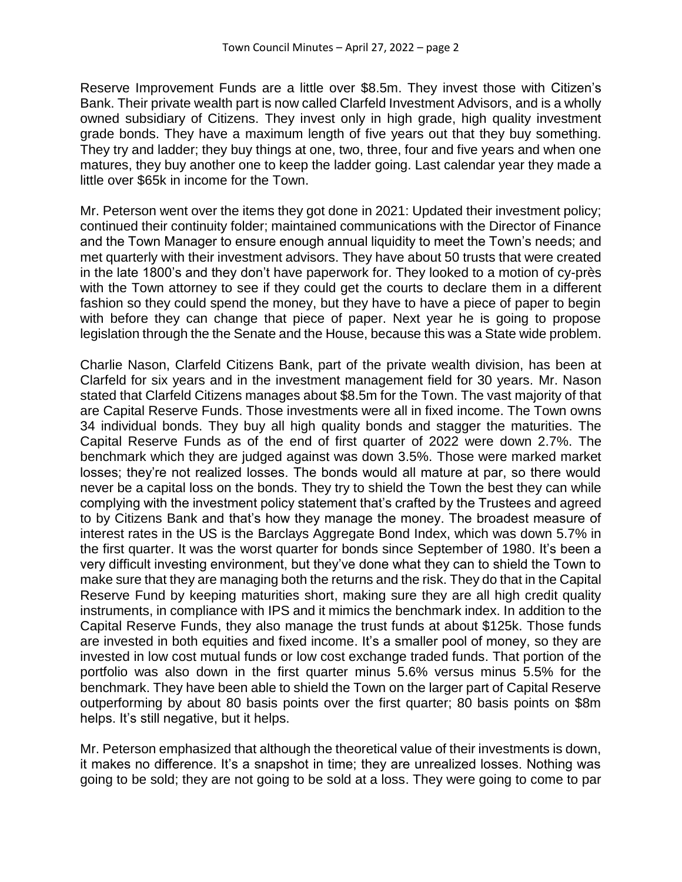Reserve Improvement Funds are a little over $8.5m. They invest those with Citizen's Bank. Their private wealth part is now called Clarfeld Investment Advisors, and is a wholly owned subsidiary of Citizens. They invest only in high grade, high quality investment grade bonds. They have a maximum length of five years out that they buy something. They try and ladder; they buy things at one, two, three, four and five years and when one matures, they buy another one to keep the ladder going. Last calendar year they made a little over $65k in income for the Town.

Mr. Peterson went over the items they got done in 2021: Updated their investment policy; continued their continuity folder; maintained communications with the Director of Finance and the Town Manager to ensure enough annual liquidity to meet the Town's needs; and met quarterly with their investment advisors. They have about 50 trusts that were created in the late 1800's and they don't have paperwork for. They looked to a motion of cy-près with the Town attorney to see if they could get the courts to declare them in a different fashion so they could spend the money, but they have to have a piece of paper to begin with before they can change that piece of paper. Next year he is going to propose legislation through the the Senate and the House, because this was a State wide problem.

Charlie Nason, Clarfeld Citizens Bank, part of the private wealth division, has been at Clarfeld for six years and in the investment management field for 30 years. Mr. Nason stated that Clarfeld Citizens manages about $8.5m for the Town. The vast majority of that are Capital Reserve Funds. Those investments were all in fixed income. The Town owns 34 individual bonds. They buy all high quality bonds and stagger the maturities. The Capital Reserve Funds as of the end of first quarter of 2022 were down 2.7%. The benchmark which they are judged against was down 3.5%. Those were marked market losses; they're not realized losses. The bonds would all mature at par, so there would never be a capital loss on the bonds. They try to shield the Town the best they can while complying with the investment policy statement that's crafted by the Trustees and agreed to by Citizens Bank and that's how they manage the money. The broadest measure of interest rates in the US is the Barclays Aggregate Bond Index, which was down 5.7% in the first quarter. It was the worst quarter for bonds since September of 1980. It's been a very difficult investing environment, but they've done what they can to shield the Town to make sure that they are managing both the returns and the risk. They do that in the Capital Reserve Fund by keeping maturities short, making sure they are all high credit quality instruments, in compliance with IPS and it mimics the benchmark index. In addition to the Capital Reserve Funds, they also manage the trust funds at about $125k. Those funds are invested in both equities and fixed income. It's a smaller pool of money, so they are invested in low cost mutual funds or low cost exchange traded funds. That portion of the portfolio was also down in the first quarter minus 5.6% versus minus 5.5% for the benchmark. They have been able to shield the Town on the larger part of Capital Reserve outperforming by about 80 basis points over the first quarter; 80 basis points on $8m helps. It's still negative, but it helps.

Mr. Peterson emphasized that although the theoretical value of their investments is down, it makes no difference. It's a snapshot in time; they are unrealized losses. Nothing was going to be sold; they are not going to be sold at a loss. They were going to come to par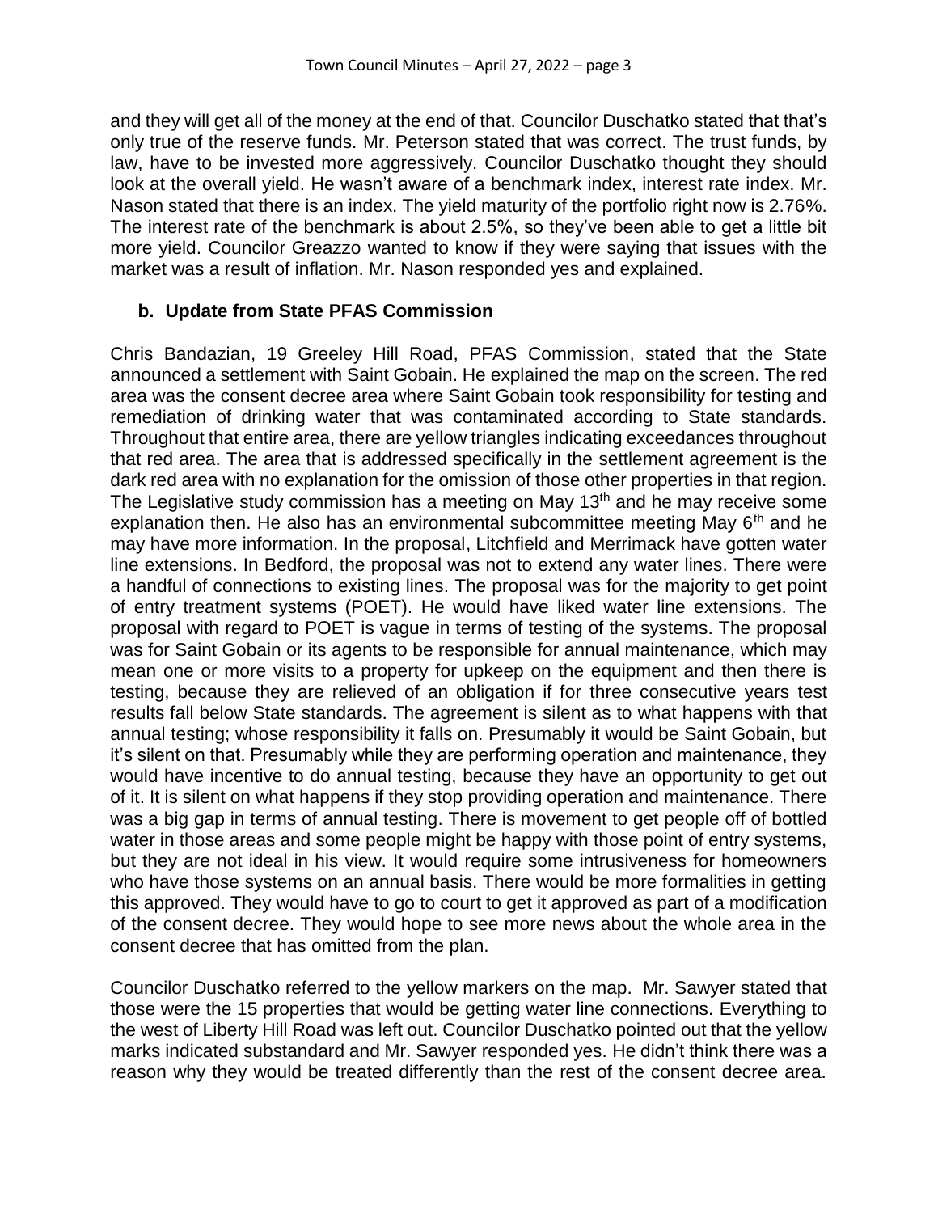and they will get all of the money at the end of that. Councilor Duschatko stated that that's only true of the reserve funds. Mr. Peterson stated that was correct. The trust funds, by law, have to be invested more aggressively. Councilor Duschatko thought they should look at the overall yield. He wasn't aware of a benchmark index, interest rate index. Mr. Nason stated that there is an index. The yield maturity of the portfolio right now is 2.76%. The interest rate of the benchmark is about 2.5%, so they've been able to get a little bit more yield. Councilor Greazzo wanted to know if they were saying that issues with the market was a result of inflation. Mr. Nason responded yes and explained.

**b. Update from State PFAS Commission**

Chris Bandazian, 19 Greeley Hill Road, PFAS Commission, stated that the State announced a settlement with Saint Gobain. He explained the map on the screen. The red area was the consent decree area where Saint Gobain took responsibility for testing and remediation of drinking water that was contaminated according to State standards. Throughout that entire area, there are yellow triangles indicating exceedances throughout that red area. The area that is addressed specifically in the settlement agreement is the dark red area with no explanation for the omission of those other properties in that region. The Legislative study commission has a meeting on May 13th and he may receive some explanation then. He also has an environmental subcommittee meeting May 6th and he may have more information. In the proposal, Litchfield and Merrimack have gotten water line extensions. In Bedford, the proposal was not to extend any water lines. There were a handful of connections to existing lines. The proposal was for the majority to get point of entry treatment systems (POET). He would have liked water line extensions. The proposal with regard to POET is vague in terms of testing of the systems. The proposal was for Saint Gobain or its agents to be responsible for annual maintenance, which may mean one or more visits to a property for upkeep on the equipment and then there is testing, because they are relieved of an obligation if for three consecutive years test results fall below State standards. The agreement is silent as to what happens with that annual testing; whose responsibility it falls on. Presumably it would be Saint Gobain, but it's silent on that. Presumably while they are performing operation and maintenance, they would have incentive to do annual testing, because they have an opportunity to get out of it. It is silent on what happens if they stop providing operation and maintenance. There was a big gap in terms of annual testing. There is movement to get people off of bottled water in those areas and some people might be happy with those point of entry systems, but they are not ideal in his view. It would require some intrusiveness for homeowners who have those systems on an annual basis. There would be more formalities in getting this approved. They would have to go to court to get it approved as part of a modification of the consent decree. They would hope to see more news about the whole area in the consent decree that has omitted from the plan.

Councilor Duschatko referred to the yellow markers on the map. Mr. Sawyer stated that those were the 15 properties that would be getting water line connections. Everything to the west of Liberty Hill Road was left out. Councilor Duschatko pointed out that the yellow marks indicated substandard and Mr. Sawyer responded yes. He didn't think there was a reason why they would be treated differently than the rest of the consent decree area.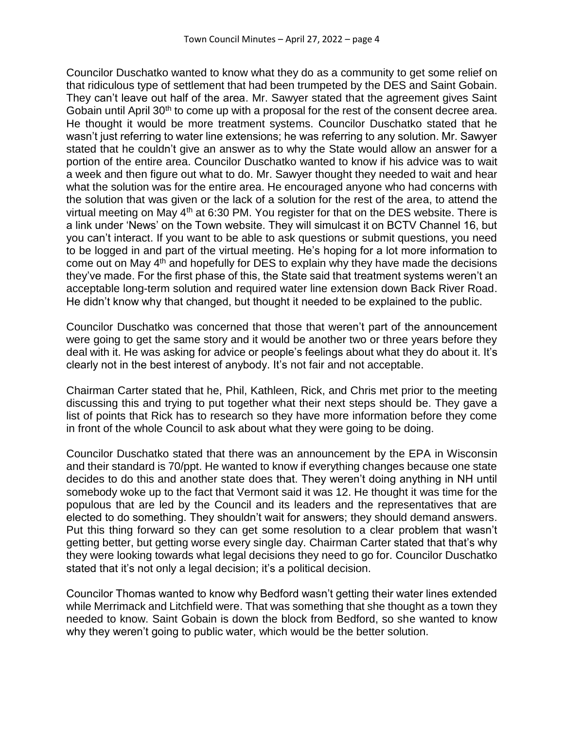Councilor Duschatko wanted to know what they do as a community to get some relief on that ridiculous type of settlement that had been trumpeted by the DES and Saint Gobain. They can't leave out half of the area. Mr. Sawyer stated that the agreement gives Saint Gobain until April 30th to come up with a proposal for the rest of the consent decree area. He thought it would be more treatment systems. Councilor Duschatko stated that he wasn't just referring to water line extensions; he was referring to any solution. Mr. Sawyer stated that he couldn't give an answer as to why the State would allow an answer for a portion of the entire area. Councilor Duschatko wanted to know if his advice was to wait a week and then figure out what to do. Mr. Sawyer thought they needed to wait and hear what the solution was for the entire area. He encouraged anyone who had concerns with the solution that was given or the lack of a solution for the rest of the area, to attend the virtual meeting on May 4th at 6:30 PM. You register for that on the DES website. There is a link under 'News' on the Town website. They will simulcast it on BCTV Channel 16, but you can't interact. If you want to be able to ask questions or submit questions, you need to be logged in and part of the virtual meeting. He's hoping for a lot more information to come out on May 4th and hopefully for DES to explain why they have made the decisions they've made. For the first phase of this, the State said that treatment systems weren't an acceptable long-term solution and required water line extension down Back River Road. He didn't know why that changed, but thought it needed to be explained to the public.

Councilor Duschatko was concerned that those that weren't part of the announcement were going to get the same story and it would be another two or three years before they deal with it. He was asking for advice or people's feelings about what they do about it. It's clearly not in the best interest of anybody. It's not fair and not acceptable.

Chairman Carter stated that he, Phil, Kathleen, Rick, and Chris met prior to the meeting discussing this and trying to put together what their next steps should be. They gave a list of points that Rick has to research so they have more information before they come in front of the whole Council to ask about what they were going to be doing.

Councilor Duschatko stated that there was an announcement by the EPA in Wisconsin and their standard is 70/ppt. He wanted to know if everything changes because one state decides to do this and another state does that. They weren't doing anything in NH until somebody woke up to the fact that Vermont said it was 12. He thought it was time for the populous that are led by the Council and its leaders and the representatives that are elected to do something. They shouldn't wait for answers; they should demand answers. Put this thing forward so they can get some resolution to a clear problem that wasn't getting better, but getting worse every single day. Chairman Carter stated that that's why they were looking towards what legal decisions they need to go for. Councilor Duschatko stated that it's not only a legal decision; it's a political decision.

Councilor Thomas wanted to know why Bedford wasn't getting their water lines extended while Merrimack and Litchfield were. That was something that she thought as a town they needed to know. Saint Gobain is down the block from Bedford, so she wanted to know why they weren't going to public water, which would be the better solution.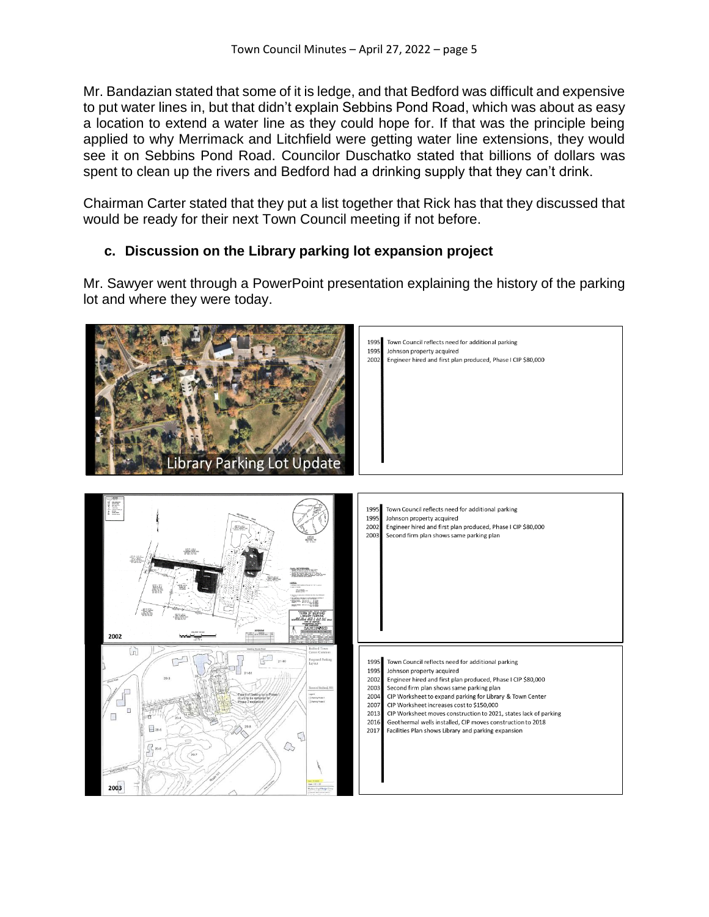Mr. Bandazian stated that some of it is ledge, and that Bedford was difficult and expensive to put water lines in, but that didn't explain Sebbins Pond Road, which was about as easy a location to extend a water line as they could hope for. If that was the principle being applied to why Merrimack and Litchfield were getting water line extensions, they would see it on Sebbins Pond Road. Councilor Duschatko stated that billions of dollars was spent to clean up the rivers and Bedford had a drinking supply that they can't drink.

Chairman Carter stated that they put a list together that Rick has that they discussed that would be ready for their next Town Council meeting if not before.

### c. Discussion on the Library parking lot expansion project

Mr. Sawyer went through a PowerPoint presentation explaining the history of the parking lot and where they were today.

Library Parking Lot Update

1995 Town Council reflects need for additional parking
1995 Johnson property acquired
2002 Engineer hired and first plan produced, Phase I CIP $80,000

2002

1995 Town Council reflects need for additional parking
1995 Johnson property acquired
2002 Engineer hired and first plan produced, Phase I CIP $80,000
2003 Second firm plan shows same parking plan

2003

1995 Town Council reflects need for additional parking
1995 Johnson property acquired
2002 Engineer hired and first plan produced, Phase I CIP $80,000
2003 Second firm plan shows same parking plan
2004 CIP Worksheet to expand parking for Library & Town Center
2007 CIP Worksheet increases cost to $150,000
2013 CIP Worksheet moves construction to 2021, states lack of parking
2016 Geothermal wells installed, CIP moves construction to 2018
2017 Facilities Plan shows Library and parking expansion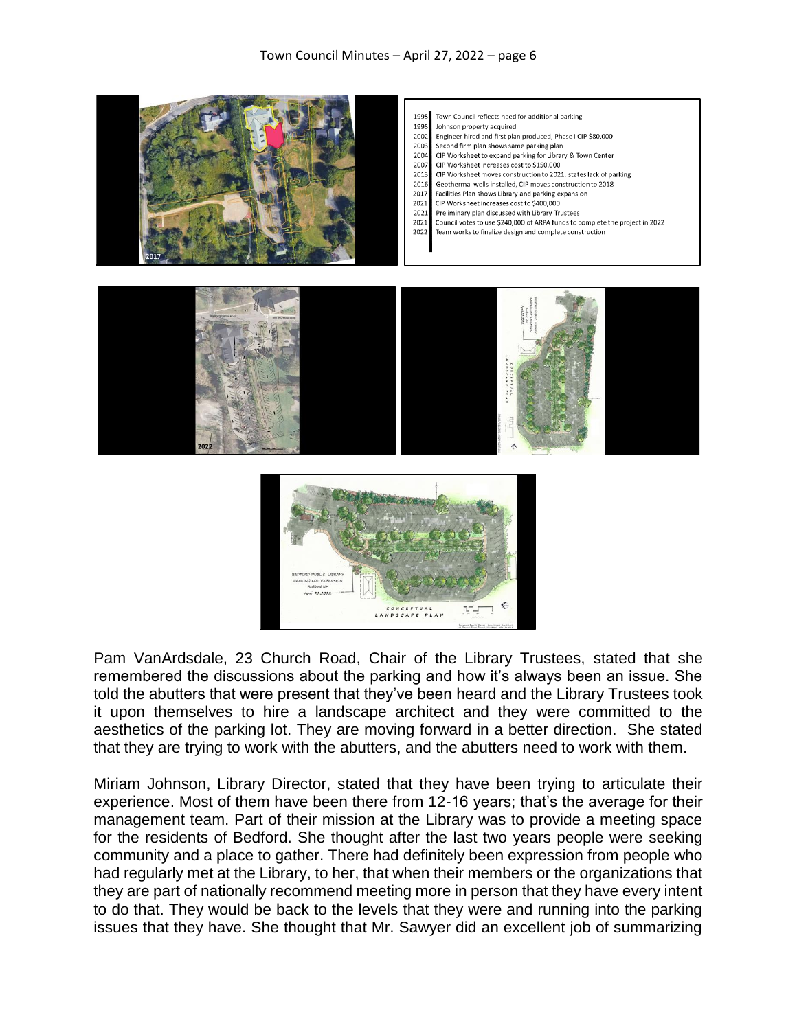1995 Town Council reflects need for additional parking
1995 Johnson property acquired
2002 Engineer hired and first plan produced, Phase I CIP $80,000
2003 Second firm plan shows same parking plan
2004 CIP Worksheet to expand parking for Library & Town Center
2007 CIP Worksheet increases cost to $150,000
2013 CIP Worksheet moves construction to 2021, states lack of parking
2016 Geothermal wells installed, CIP moves construction to 2018
2017 Facilities Plan shows Library and parking expansion
2021 CIP Worksheet increases cost to $400,000
2021 Preliminary plan discussed with Library Trustees
2021 Council votes to use $240,000 of ARPA funds to complete the project in 2022
2022 Team works to finalize design and complete construction

Pam VanArdsdale, 23 Church Road, Chair of the Library Trustees, stated that she remembered the discussions about the parking and how it's always been an issue. She told the abutters that were present that they've been heard and the Library Trustees took it upon themselves to hire a landscape architect and they were committed to the aesthetics of the parking lot. They are moving forward in a better direction. She stated that they are trying to work with the abutters, and the abutters need to work with them.

Miriam Johnson, Library Director, stated that they have been trying to articulate their experience. Most of them have been there from 12-16 years; that's the average for their management team. Part of their mission at the Library was to provide a meeting space for the residents of Bedford. She thought after the last two years people were seeking community and a place to gather. There had definitely been expression from people who had regularly met at the Library, to her, that when their members or the organizations that they are part of nationally recommend meeting more in person that they have every intent to do that. They would be back to the levels that they were and running into the parking issues that they have. She thought that Mr. Sawyer did an excellent job of summarizing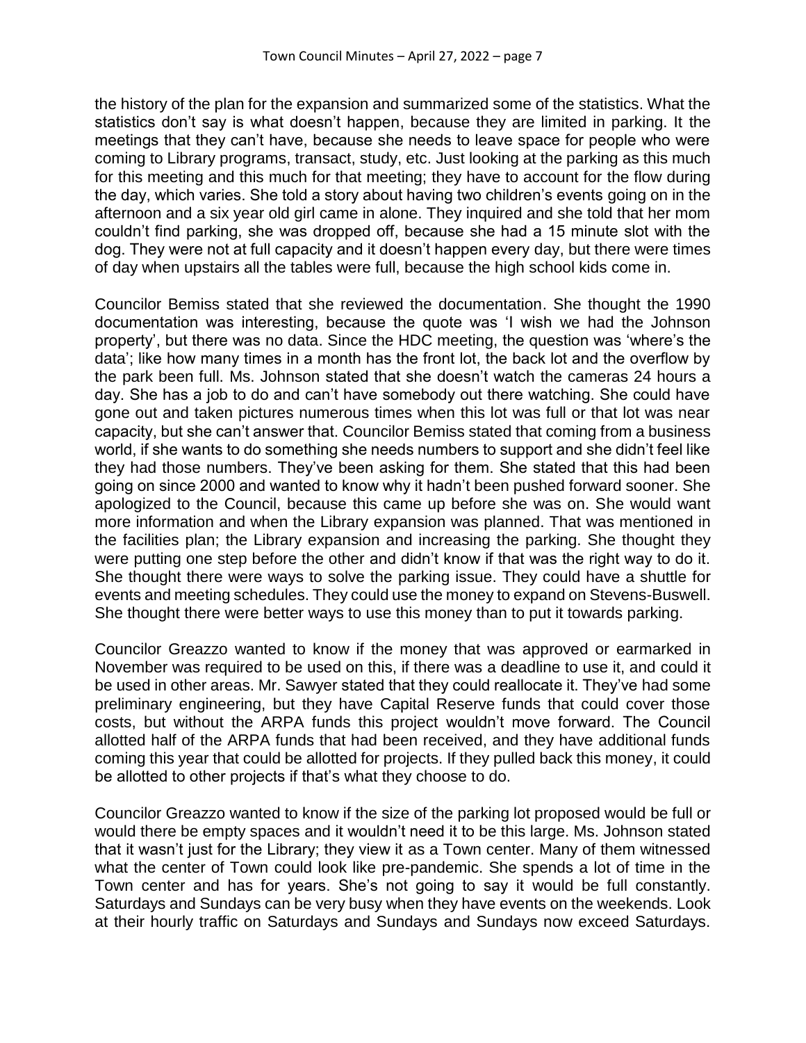the history of the plan for the expansion and summarized some of the statistics. What the statistics don't say is what doesn't happen, because they are limited in parking. It the meetings that they can't have, because she needs to leave space for people who were coming to Library programs, transact, study, etc. Just looking at the parking as this much for this meeting and this much for that meeting; they have to account for the flow during the day, which varies. She told a story about having two children's events going on in the afternoon and a six year old girl came in alone. They inquired and she told that her mom couldn't find parking, she was dropped off, because she had a 15 minute slot with the dog. They were not at full capacity and it doesn't happen every day, but there were times of day when upstairs all the tables were full, because the high school kids come in.

Councilor Bemiss stated that she reviewed the documentation. She thought the 1990 documentation was interesting, because the quote was 'I wish we had the Johnson property', but there was no data. Since the HDC meeting, the question was 'where's the data'; like how many times in a month has the front lot, the back lot and the overflow by the park been full. Ms. Johnson stated that she doesn't watch the cameras 24 hours a day. She has a job to do and can't have somebody out there watching. She could have gone out and taken pictures numerous times when this lot was full or that lot was near capacity, but she can't answer that. Councilor Bemiss stated that coming from a business world, if she wants to do something she needs numbers to support and she didn't feel like they had those numbers. They've been asking for them. She stated that this had been going on since 2000 and wanted to know why it hadn't been pushed forward sooner. She apologized to the Council, because this came up before she was on. She would want more information and when the Library expansion was planned. That was mentioned in the facilities plan; the Library expansion and increasing the parking. She thought they were putting one step before the other and didn't know if that was the right way to do it. She thought there were ways to solve the parking issue. They could have a shuttle for events and meeting schedules. They could use the money to expand on Stevens-Buswell. She thought there were better ways to use this money than to put it towards parking.

Councilor Greazzo wanted to know if the money that was approved or earmarked in November was required to be used on this, if there was a deadline to use it, and could it be used in other areas. Mr. Sawyer stated that they could reallocate it. They've had some preliminary engineering, but they have Capital Reserve funds that could cover those costs, but without the ARPA funds this project wouldn't move forward. The Council allotted half of the ARPA funds that had been received, and they have additional funds coming this year that could be allotted for projects. If they pulled back this money, it could be allotted to other projects if that's what they choose to do.

Councilor Greazzo wanted to know if the size of the parking lot proposed would be full or would there be empty spaces and it wouldn't need it to be this large. Ms. Johnson stated that it wasn't just for the Library; they view it as a Town center. Many of them witnessed what the center of Town could look like pre-pandemic. She spends a lot of time in the Town center and has for years. She's not going to say it would be full constantly. Saturdays and Sundays can be very busy when they have events on the weekends. Look at their hourly traffic on Saturdays and Sundays and Sundays now exceed Saturdays.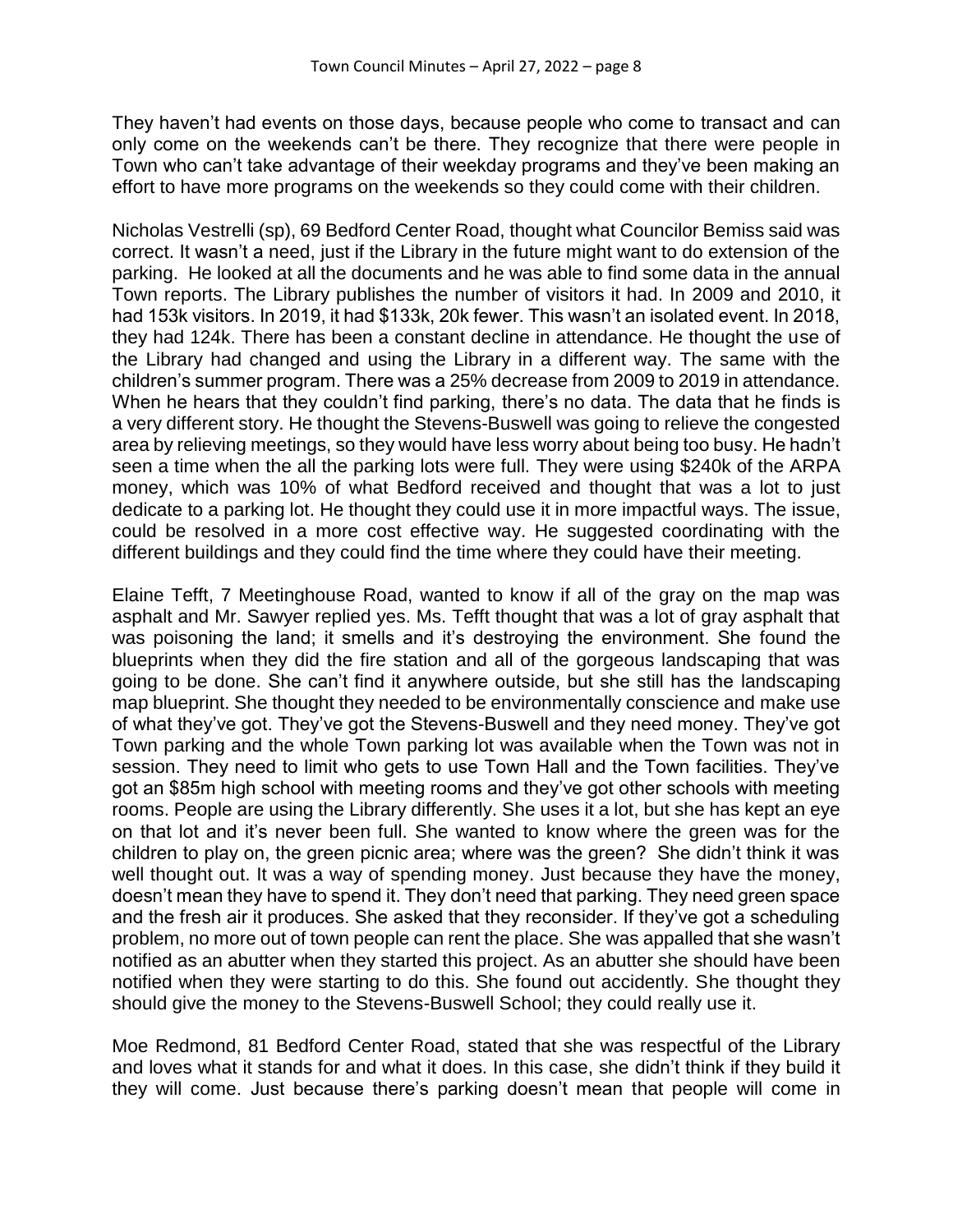They haven't had events on those days, because people who come to transact and can only come on the weekends can't be there. They recognize that there were people in Town who can't take advantage of their weekday programs and they've been making an effort to have more programs on the weekends so they could come with their children.

Nicholas Vestrelli (sp), 69 Bedford Center Road, thought what Councilor Bemiss said was correct. It wasn't a need, just if the Library in the future might want to do extension of the parking. He looked at all the documents and he was able to find some data in the annual Town reports. The Library publishes the number of visitors it had. In 2009 and 2010, it had 153k visitors. In 2019, it had $133k, 20k fewer. This wasn't an isolated event. In 2018, they had 124k. There has been a constant decline in attendance. He thought the use of the Library had changed and using the Library in a different way. The same with the children's summer program. There was a 25% decrease from 2009 to 2019 in attendance. When he hears that they couldn't find parking, there's no data. The data that he finds is a very different story. He thought the Stevens-Buswell was going to relieve the congested area by relieving meetings, so they would have less worry about being too busy. He hadn't seen a time when the all the parking lots were full. They were using $240k of the ARPA money, which was 10% of what Bedford received and thought that was a lot to just dedicate to a parking lot. He thought they could use it in more impactful ways. The issue, could be resolved in a more cost effective way. He suggested coordinating with the different buildings and they could find the time where they could have their meeting.

Elaine Tefft, 7 Meetinghouse Road, wanted to know if all of the gray on the map was asphalt and Mr. Sawyer replied yes. Ms. Tefft thought that was a lot of gray asphalt that was poisoning the land; it smells and it's destroying the environment. She found the blueprints when they did the fire station and all of the gorgeous landscaping that was going to be done. She can't find it anywhere outside, but she still has the landscaping map blueprint. She thought they needed to be environmentally conscience and make use of what they've got. They've got the Stevens-Buswell and they need money. They've got Town parking and the whole Town parking lot was available when the Town was not in session. They need to limit who gets to use Town Hall and the Town facilities. They've got an $85m high school with meeting rooms and they've got other schools with meeting rooms. People are using the Library differently. She uses it a lot, but she has kept an eye on that lot and it's never been full. She wanted to know where the green was for the children to play on, the green picnic area; where was the green? She didn't think it was well thought out. It was a way of spending money. Just because they have the money, doesn't mean they have to spend it. They don't need that parking. They need green space and the fresh air it produces. She asked that they reconsider. If they've got a scheduling problem, no more out of town people can rent the place. She was appalled that she wasn't notified as an abutter when they started this project. As an abutter she should have been notified when they were starting to do this. She found out accidently. She thought they should give the money to the Stevens-Buswell School; they could really use it.

Moe Redmond, 81 Bedford Center Road, stated that she was respectful of the Library and loves what it stands for and what it does. In this case, she didn't think if they build it they will come. Just because there's parking doesn't mean that people will come in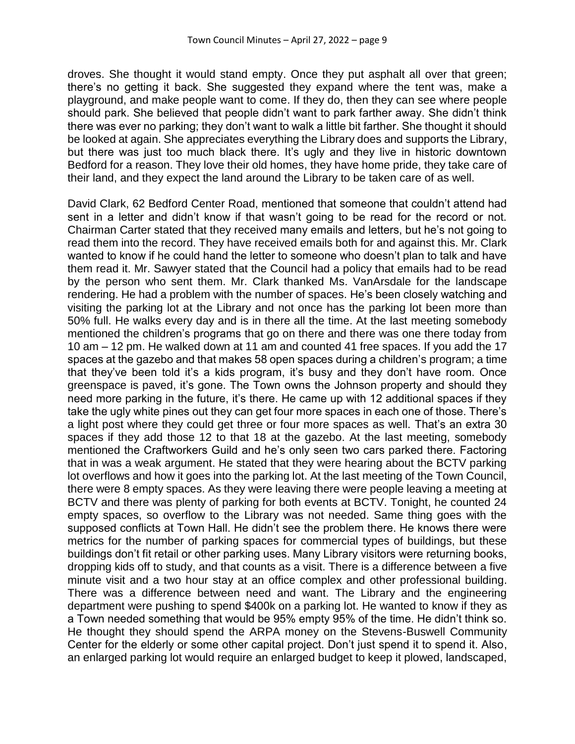droves. She thought it would stand empty. Once they put asphalt all over that green; there's no getting it back. She suggested they expand where the tent was, make a playground, and make people want to come. If they do, then they can see where people should park. She believed that people didn't want to park farther away. She didn't think there was ever no parking; they don't want to walk a little bit farther. She thought it should be looked at again. She appreciates everything the Library does and supports the Library, but there was just too much black there. It's ugly and they live in historic downtown Bedford for a reason. They love their old homes, they have home pride, they take care of their land, and they expect the land around the Library to be taken care of as well.

David Clark, 62 Bedford Center Road, mentioned that someone that couldn't attend had sent in a letter and didn't know if that wasn't going to be read for the record or not. Chairman Carter stated that they received many emails and letters, but he's not going to read them into the record. They have received emails both for and against this. Mr. Clark wanted to know if he could hand the letter to someone who doesn't plan to talk and have them read it. Mr. Sawyer stated that the Council had a policy that emails had to be read by the person who sent them. Mr. Clark thanked Ms. VanArsdale for the landscape rendering. He had a problem with the number of spaces. He's been closely watching and visiting the parking lot at the Library and not once has the parking lot been more than 50% full. He walks every day and is in there all the time. At the last meeting somebody mentioned the children's programs that go on there and there was one there today from 10 am – 12 pm. He walked down at 11 am and counted 41 free spaces. If you add the 17 spaces at the gazebo and that makes 58 open spaces during a children's program; a time that they've been told it's a kids program, it's busy and they don't have room. Once greenspace is paved, it's gone. The Town owns the Johnson property and should they need more parking in the future, it's there. He came up with 12 additional spaces if they take the ugly white pines out they can get four more spaces in each one of those. There's a light post where they could get three or four more spaces as well. That's an extra 30 spaces if they add those 12 to that 18 at the gazebo. At the last meeting, somebody mentioned the Craftworkers Guild and he's only seen two cars parked there. Factoring that in was a weak argument. He stated that they were hearing about the BCTV parking lot overflows and how it goes into the parking lot. At the last meeting of the Town Council, there were 8 empty spaces. As they were leaving there were people leaving a meeting at BCTV and there was plenty of parking for both events at BCTV. Tonight, he counted 24 empty spaces, so overflow to the Library was not needed. Same thing goes with the supposed conflicts at Town Hall. He didn't see the problem there. He knows there were metrics for the number of parking spaces for commercial types of buildings, but these buildings don't fit retail or other parking uses. Many Library visitors were returning books, dropping kids off to study, and that counts as a visit. There is a difference between a five minute visit and a two hour stay at an office complex and other professional building. There was a difference between need and want. The Library and the engineering department were pushing to spend $400k on a parking lot. He wanted to know if they as a Town needed something that would be 95% empty 95% of the time. He didn't think so. He thought they should spend the ARPA money on the Stevens-Buswell Community Center for the elderly or some other capital project. Don't just spend it to spend it. Also, an enlarged parking lot would require an enlarged budget to keep it plowed, landscaped,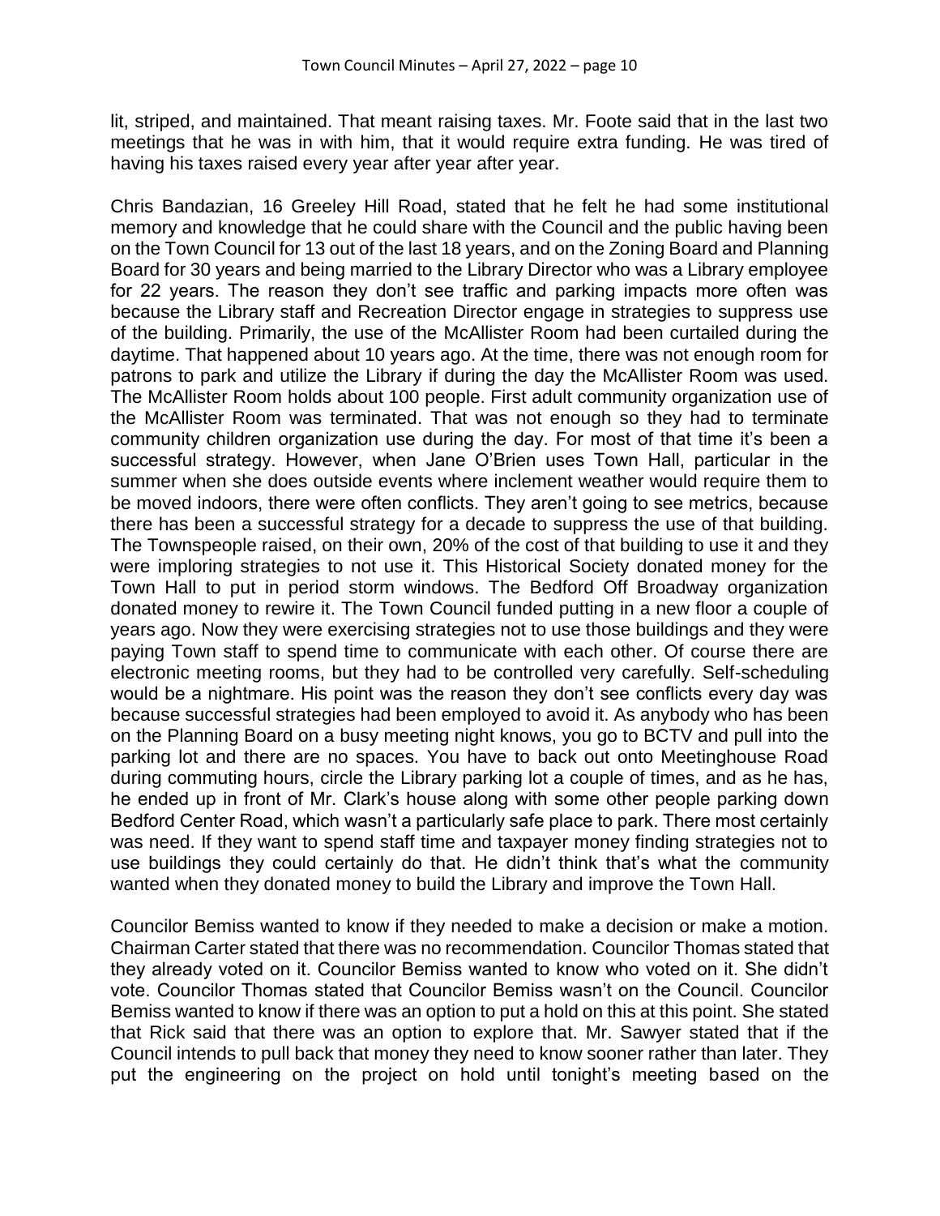lit, striped, and maintained. That meant raising taxes. Mr. Foote said that in the last two meetings that he was in with him, that it would require extra funding. He was tired of having his taxes raised every year after year after year.

Chris Bandazian, 16 Greeley Hill Road, stated that he felt he had some institutional memory and knowledge that he could share with the Council and the public having been on the Town Council for 13 out of the last 18 years, and on the Zoning Board and Planning Board for 30 years and being married to the Library Director who was a Library employee for 22 years. The reason they don't see traffic and parking impacts more often was because the Library staff and Recreation Director engage in strategies to suppress use of the building. Primarily, the use of the McAllister Room had been curtailed during the daytime. That happened about 10 years ago. At the time, there was not enough room for patrons to park and utilize the Library if during the day the McAllister Room was used. The McAllister Room holds about 100 people. First adult community organization use of the McAllister Room was terminated. That was not enough so they had to terminate community children organization use during the day. For most of that time it's been a successful strategy. However, when Jane O'Brien uses Town Hall, particular in the summer when she does outside events where inclement weather would require them to be moved indoors, there were often conflicts. They aren't going to see metrics, because there has been a successful strategy for a decade to suppress the use of that building. The Townspeople raised, on their own, 20% of the cost of that building to use it and they were imploring strategies to not use it. This Historical Society donated money for the Town Hall to put in period storm windows. The Bedford Off Broadway organization donated money to rewire it. The Town Council funded putting in a new floor a couple of years ago. Now they were exercising strategies not to use those buildings and they were paying Town staff to spend time to communicate with each other. Of course there are electronic meeting rooms, but they had to be controlled very carefully. Self-scheduling would be a nightmare. His point was the reason they don't see conflicts every day was because successful strategies had been employed to avoid it. As anybody who has been on the Planning Board on a busy meeting night knows, you go to BCTV and pull into the parking lot and there are no spaces. You have to back out onto Meetinghouse Road during commuting hours, circle the Library parking lot a couple of times, and as he has, he ended up in front of Mr. Clark's house along with some other people parking down Bedford Center Road, which wasn't a particularly safe place to park. There most certainly was need. If they want to spend staff time and taxpayer money finding strategies not to use buildings they could certainly do that. He didn't think that's what the community wanted when they donated money to build the Library and improve the Town Hall.

Councilor Bemiss wanted to know if they needed to make a decision or make a motion. Chairman Carter stated that there was no recommendation. Councilor Thomas stated that they already voted on it. Councilor Bemiss wanted to know who voted on it. She didn't vote. Councilor Thomas stated that Councilor Bemiss wasn't on the Council. Councilor Bemiss wanted to know if there was an option to put a hold on this at this point. She stated that Rick said that there was an option to explore that. Mr. Sawyer stated that if the Council intends to pull back that money they need to know sooner rather than later. They put the engineering on the project on hold until tonight's meeting based on the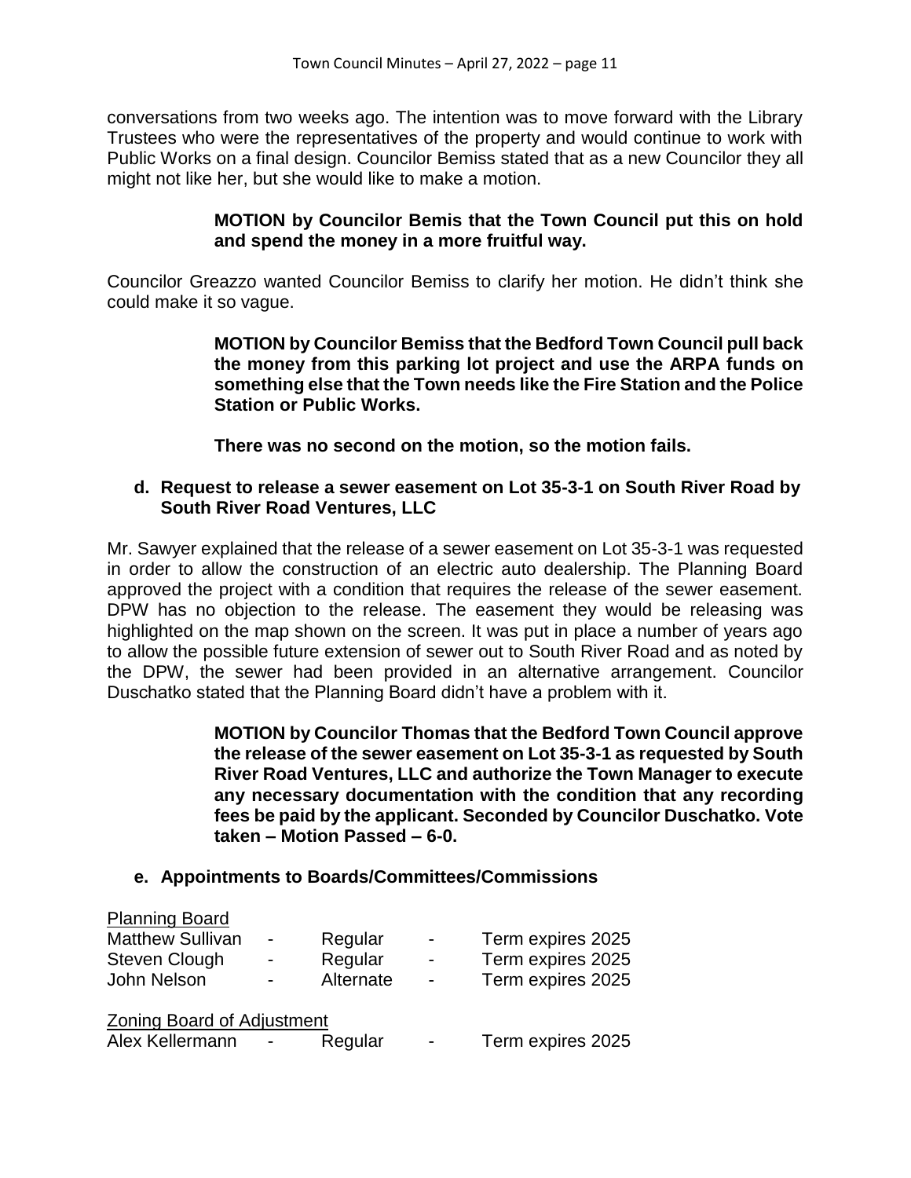conversations from two weeks ago. The intention was to move forward with the Library Trustees who were the representatives of the property and would continue to work with Public Works on a final design. Councilor Bemiss stated that as a new Councilor they all might not like her, but she would like to make a motion.

> **MOTION by Councilor Bemis that the Town Council put this on hold and spend the money in a more fruitful way.**

Councilor Greazzo wanted Councilor Bemiss to clarify her motion. He didn't think she could make it so vague.

> **MOTION by Councilor Bemiss that the Bedford Town Council pull back the money from this parking lot project and use the ARPA funds on something else that the Town needs like the Fire Station and the Police Station or Public Works.**
>
> **There was no second on the motion, so the motion fails.**

**d. Request to release a sewer easement on Lot 35-3-1 on South River Road by South River Road Ventures, LLC**

Mr. Sawyer explained that the release of a sewer easement on Lot 35-3-1 was requested in order to allow the construction of an electric auto dealership. The Planning Board approved the project with a condition that requires the release of the sewer easement. DPW has no objection to the release. The easement they would be releasing was highlighted on the map shown on the screen. It was put in place a number of years ago to allow the possible future extension of sewer out to South River Road and as noted by the DPW, the sewer had been provided in an alternative arrangement. Councilor Duschatko stated that the Planning Board didn't have a problem with it.

> **MOTION by Councilor Thomas that the Bedford Town Council approve the release of the sewer easement on Lot 35-3-1 as requested by South River Road Ventures, LLC and authorize the Town Manager to execute any necessary documentation with the condition that any recording fees be paid by the applicant. Seconded by Councilor Duschatko. Vote taken – Motion Passed – 6-0.**

**e. Appointments to Boards/Committees/Commissions**

Planning Board

| | | | | |
|---|---|---|---|---|
| Matthew Sullivan | - | Regular | - | Term expires 2025 |
| Steven Clough | - | Regular | - | Term expires 2025 |
| John Nelson | - | Alternate | - | Term expires 2025 |

Zoning Board of Adjustment

| | | | | |
|---|---|---|---|---|
| Alex Kellermann | - | Regular | - | Term expires 2025 |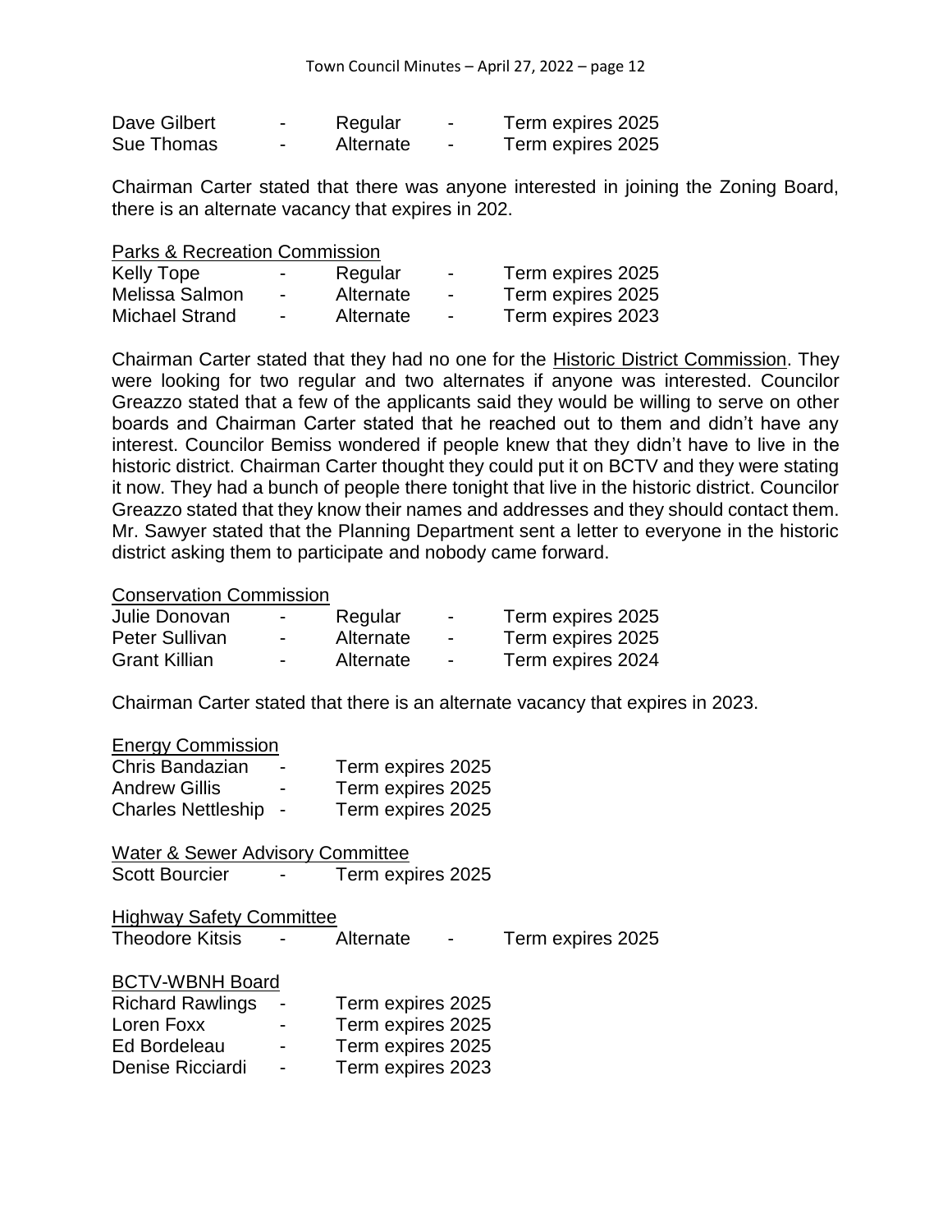| | | | | |
|---|---|---|---|---|
| Dave Gilbert | - | Regular | - | Term expires 2025 |
| Sue Thomas | - | Alternate | - | Term expires 2025 |

Chairman Carter stated that there was anyone interested in joining the Zoning Board, there is an alternate vacancy that expires in 202.

<u>Parks & Recreation Commission</u>

| | | | | |
|---|---|---|---|---|
| Kelly Tope | - | Regular | - | Term expires 2025 |
| Melissa Salmon | - | Alternate | - | Term expires 2025 |
| Michael Strand | - | Alternate | - | Term expires 2023 |

Chairman Carter stated that they had no one for the <u>Historic District Commission</u>. They were looking for two regular and two alternates if anyone was interested. Councilor Greazzo stated that a few of the applicants said they would be willing to serve on other boards and Chairman Carter stated that he reached out to them and didn't have any interest. Councilor Bemiss wondered if people knew that they didn't have to live in the historic district. Chairman Carter thought they could put it on BCTV and they were stating it now. They had a bunch of people there tonight that live in the historic district. Councilor Greazzo stated that they know their names and addresses and they should contact them. Mr. Sawyer stated that the Planning Department sent a letter to everyone in the historic district asking them to participate and nobody came forward.

<u>Conservation Commission</u>

| | | | | |
|---|---|---|---|---|
| Julie Donovan | - | Regular | - | Term expires 2025 |
| Peter Sullivan | - | Alternate | - | Term expires 2025 |
| Grant Killian | - | Alternate | - | Term expires 2024 |

Chairman Carter stated that there is an alternate vacancy that expires in 2023.

<u>Energy Commission</u>

| | | |
|---|---|---|
| Chris Bandazian | - | Term expires 2025 |
| Andrew Gillis | - | Term expires 2025 |
| Charles Nettleship | - | Term expires 2025 |

<u>Water & Sewer Advisory Committee</u>

| | | |
|---|---|---|
| Scott Bourcier | - | Term expires 2025 |

<u>Highway Safety Committee</u>

| | | | | |
|---|---|---|---|---|
| Theodore Kitsis | - | Alternate | - | Term expires 2025 |

<u>BCTV-WBNH Board</u>

| | | |
|---|---|---|
| Richard Rawlings | - | Term expires 2025 |
| Loren Foxx | - | Term expires 2025 |
| Ed Bordeleau | - | Term expires 2025 |
| Denise Ricciardi | - | Term expires 2023 |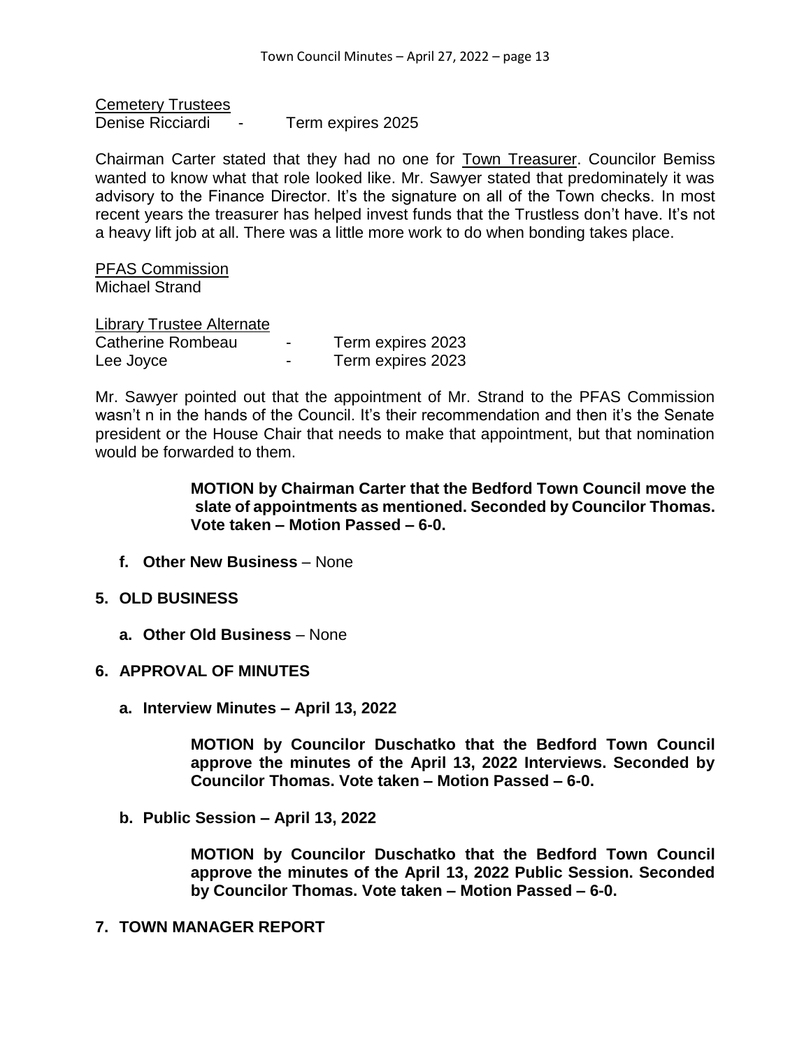Cemetery Trustees
Denise Ricciardi - Term expires 2025

Chairman Carter stated that they had no one for Town Treasurer. Councilor Bemiss wanted to know what that role looked like. Mr. Sawyer stated that predominately it was advisory to the Finance Director. It's the signature on all of the Town checks. In most recent years the treasurer has helped invest funds that the Trustless don't have. It's not a heavy lift job at all. There was a little more work to do when bonding takes place.

PFAS Commission
Michael Strand

Library Trustee Alternate
Catherine Rombeau - Term expires 2023
Lee Joyce - Term expires 2023

Mr. Sawyer pointed out that the appointment of Mr. Strand to the PFAS Commission wasn't n in the hands of the Council. It's their recommendation and then it's the Senate president or the House Chair that needs to make that appointment, but that nomination would be forwarded to them.

> **MOTION by Chairman Carter that the Bedford Town Council move the slate of appointments as mentioned. Seconded by Councilor Thomas. Vote taken – Motion Passed – 6-0.**

- **f. Other New Business** – None

## 5. OLD BUSINESS

- **a. Other Old Business** – None

## 6. APPROVAL OF MINUTES

**a. Interview Minutes – April 13, 2022**

> **MOTION by Councilor Duschatko that the Bedford Town Council approve the minutes of the April 13, 2022 Interviews. Seconded by Councilor Thomas. Vote taken – Motion Passed – 6-0.**

**b. Public Session – April 13, 2022**

> **MOTION by Councilor Duschatko that the Bedford Town Council approve the minutes of the April 13, 2022 Public Session. Seconded by Councilor Thomas. Vote taken – Motion Passed – 6-0.**

## 7. TOWN MANAGER REPORT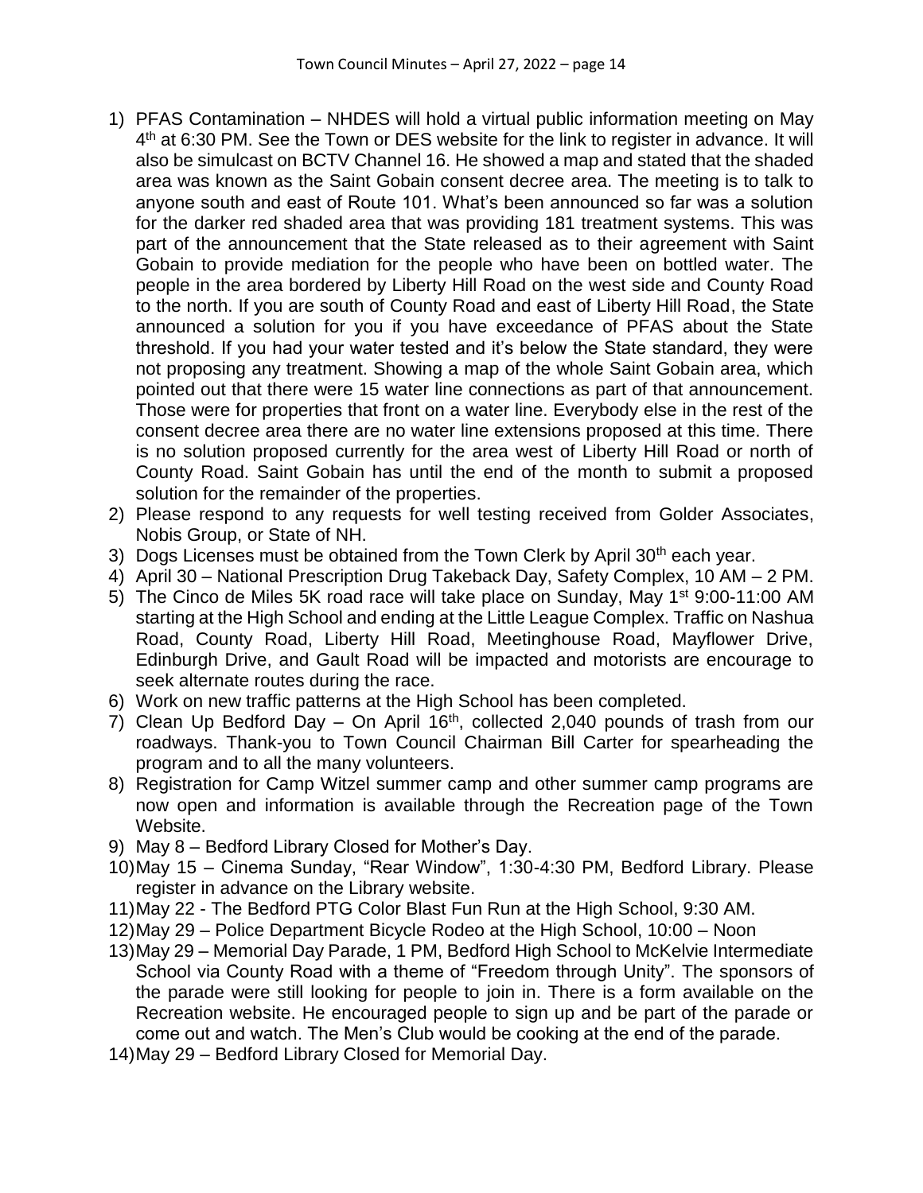1) PFAS Contamination – NHDES will hold a virtual public information meeting on May 4th at 6:30 PM. See the Town or DES website for the link to register in advance. It will also be simulcast on BCTV Channel 16. He showed a map and stated that the shaded area was known as the Saint Gobain consent decree area. The meeting is to talk to anyone south and east of Route 101. What's been announced so far was a solution for the darker red shaded area that was providing 181 treatment systems. This was part of the announcement that the State released as to their agreement with Saint Gobain to provide mediation for the people who have been on bottled water. The people in the area bordered by Liberty Hill Road on the west side and County Road to the north. If you are south of County Road and east of Liberty Hill Road, the State announced a solution for you if you have exceedance of PFAS about the State threshold. If you had your water tested and it's below the State standard, they were not proposing any treatment. Showing a map of the whole Saint Gobain area, which pointed out that there were 15 water line connections as part of that announcement. Those were for properties that front on a water line. Everybody else in the rest of the consent decree area there are no water line extensions proposed at this time. There is no solution proposed currently for the area west of Liberty Hill Road or north of County Road. Saint Gobain has until the end of the month to submit a proposed solution for the remainder of the properties.
2) Please respond to any requests for well testing received from Golder Associates, Nobis Group, or State of NH.
3) Dogs Licenses must be obtained from the Town Clerk by April 30th each year.
4) April 30 – National Prescription Drug Takeback Day, Safety Complex, 10 AM – 2 PM.
5) The Cinco de Miles 5K road race will take place on Sunday, May 1st 9:00-11:00 AM starting at the High School and ending at the Little League Complex. Traffic on Nashua Road, County Road, Liberty Hill Road, Meetinghouse Road, Mayflower Drive, Edinburgh Drive, and Gault Road will be impacted and motorists are encourage to seek alternate routes during the race.
6) Work on new traffic patterns at the High School has been completed.
7) Clean Up Bedford Day – On April 16th, collected 2,040 pounds of trash from our roadways. Thank-you to Town Council Chairman Bill Carter for spearheading the program and to all the many volunteers.
8) Registration for Camp Witzel summer camp and other summer camp programs are now open and information is available through the Recreation page of the Town Website.
9) May 8 – Bedford Library Closed for Mother's Day.
10) May 15 – Cinema Sunday, "Rear Window", 1:30-4:30 PM, Bedford Library. Please register in advance on the Library website.
11) May 22 - The Bedford PTG Color Blast Fun Run at the High School, 9:30 AM.
12) May 29 – Police Department Bicycle Rodeo at the High School, 10:00 – Noon
13) May 29 – Memorial Day Parade, 1 PM, Bedford High School to McKelvie Intermediate School via County Road with a theme of "Freedom through Unity". The sponsors of the parade were still looking for people to join in. There is a form available on the Recreation website. He encouraged people to sign up and be part of the parade or come out and watch. The Men's Club would be cooking at the end of the parade.
14) May 29 – Bedford Library Closed for Memorial Day.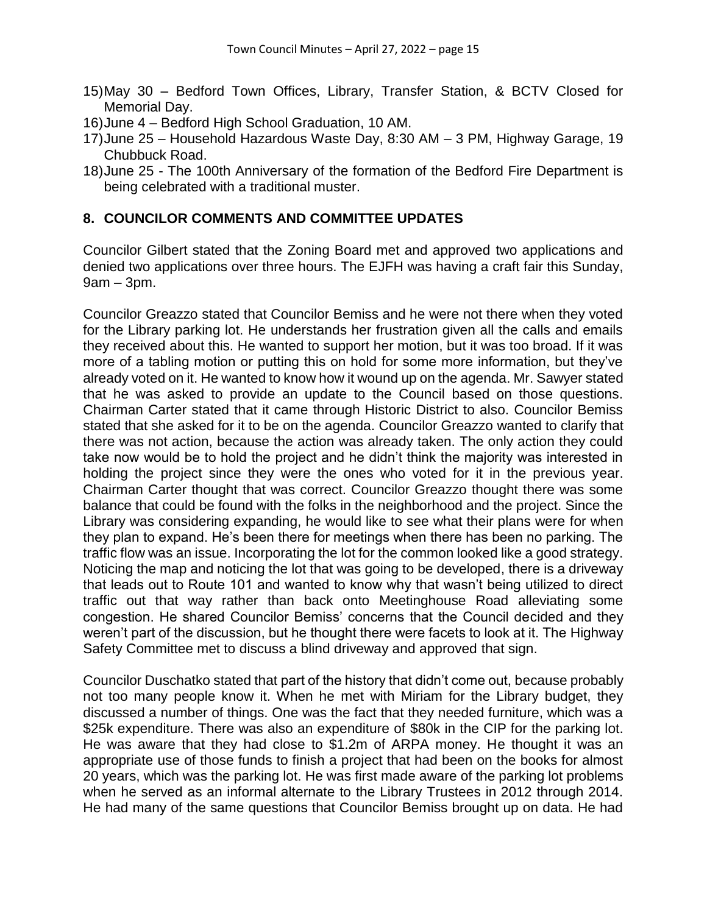15) May 30 – Bedford Town Offices, Library, Transfer Station, & BCTV Closed for Memorial Day.
16) June 4 – Bedford High School Graduation, 10 AM.
17) June 25 – Household Hazardous Waste Day, 8:30 AM – 3 PM, Highway Garage, 19 Chubbuck Road.
18) June 25 - The 100th Anniversary of the formation of the Bedford Fire Department is being celebrated with a traditional muster.

## 8. COUNCILOR COMMENTS AND COMMITTEE UPDATES

Councilor Gilbert stated that the Zoning Board met and approved two applications and denied two applications over three hours. The EJFH was having a craft fair this Sunday, 9am – 3pm.

Councilor Greazzo stated that Councilor Bemiss and he were not there when they voted for the Library parking lot. He understands her frustration given all the calls and emails they received about this. He wanted to support her motion, but it was too broad. If it was more of a tabling motion or putting this on hold for some more information, but they've already voted on it. He wanted to know how it wound up on the agenda. Mr. Sawyer stated that he was asked to provide an update to the Council based on those questions. Chairman Carter stated that it came through Historic District to also. Councilor Bemiss stated that she asked for it to be on the agenda. Councilor Greazzo wanted to clarify that there was not action, because the action was already taken. The only action they could take now would be to hold the project and he didn't think the majority was interested in holding the project since they were the ones who voted for it in the previous year. Chairman Carter thought that was correct. Councilor Greazzo thought there was some balance that could be found with the folks in the neighborhood and the project. Since the Library was considering expanding, he would like to see what their plans were for when they plan to expand. He's been there for meetings when there has been no parking. The traffic flow was an issue. Incorporating the lot for the common looked like a good strategy. Noticing the map and noticing the lot that was going to be developed, there is a driveway that leads out to Route 101 and wanted to know why that wasn't being utilized to direct traffic out that way rather than back onto Meetinghouse Road alleviating some congestion. He shared Councilor Bemiss' concerns that the Council decided and they weren't part of the discussion, but he thought there were facets to look at it. The Highway Safety Committee met to discuss a blind driveway and approved that sign.

Councilor Duschatko stated that part of the history that didn't come out, because probably not too many people know it. When he met with Miriam for the Library budget, they discussed a number of things. One was the fact that they needed furniture, which was a $25k expenditure. There was also an expenditure of $80k in the CIP for the parking lot. He was aware that they had close to $1.2m of ARPA money. He thought it was an appropriate use of those funds to finish a project that had been on the books for almost 20 years, which was the parking lot. He was first made aware of the parking lot problems when he served as an informal alternate to the Library Trustees in 2012 through 2014. He had many of the same questions that Councilor Bemiss brought up on data. He had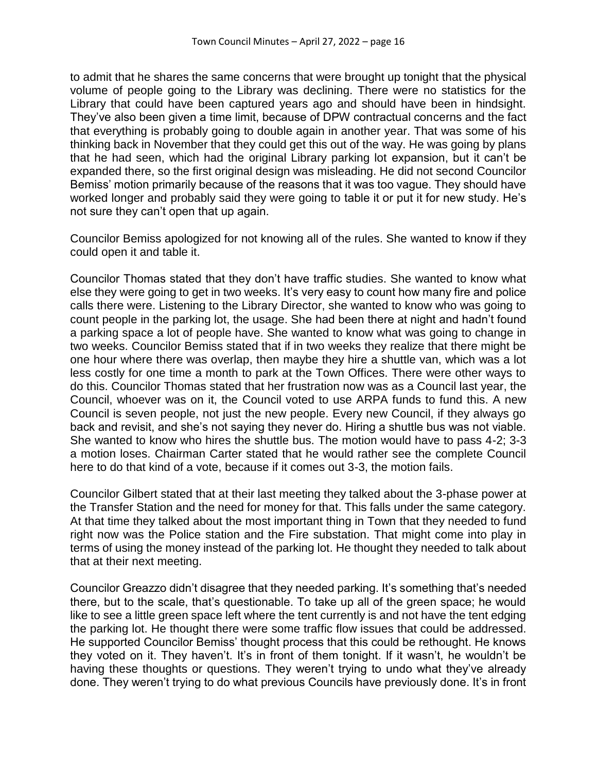to admit that he shares the same concerns that were brought up tonight that the physical volume of people going to the Library was declining. There were no statistics for the Library that could have been captured years ago and should have been in hindsight. They've also been given a time limit, because of DPW contractual concerns and the fact that everything is probably going to double again in another year. That was some of his thinking back in November that they could get this out of the way. He was going by plans that he had seen, which had the original Library parking lot expansion, but it can't be expanded there, so the first original design was misleading. He did not second Councilor Bemiss' motion primarily because of the reasons that it was too vague. They should have worked longer and probably said they were going to table it or put it for new study. He's not sure they can't open that up again.

Councilor Bemiss apologized for not knowing all of the rules. She wanted to know if they could open it and table it.

Councilor Thomas stated that they don't have traffic studies. She wanted to know what else they were going to get in two weeks. It's very easy to count how many fire and police calls there were. Listening to the Library Director, she wanted to know who was going to count people in the parking lot, the usage. She had been there at night and hadn't found a parking space a lot of people have. She wanted to know what was going to change in two weeks. Councilor Bemiss stated that if in two weeks they realize that there might be one hour where there was overlap, then maybe they hire a shuttle van, which was a lot less costly for one time a month to park at the Town Offices. There were other ways to do this. Councilor Thomas stated that her frustration now was as a Council last year, the Council, whoever was on it, the Council voted to use ARPA funds to fund this. A new Council is seven people, not just the new people. Every new Council, if they always go back and revisit, and she's not saying they never do. Hiring a shuttle bus was not viable. She wanted to know who hires the shuttle bus. The motion would have to pass 4-2; 3-3 a motion loses. Chairman Carter stated that he would rather see the complete Council here to do that kind of a vote, because if it comes out 3-3, the motion fails.

Councilor Gilbert stated that at their last meeting they talked about the 3-phase power at the Transfer Station and the need for money for that. This falls under the same category. At that time they talked about the most important thing in Town that they needed to fund right now was the Police station and the Fire substation. That might come into play in terms of using the money instead of the parking lot. He thought they needed to talk about that at their next meeting.

Councilor Greazzo didn't disagree that they needed parking. It's something that's needed there, but to the scale, that's questionable. To take up all of the green space; he would like to see a little green space left where the tent currently is and not have the tent edging the parking lot. He thought there were some traffic flow issues that could be addressed. He supported Councilor Bemiss' thought process that this could be rethought. He knows they voted on it. They haven't. It's in front of them tonight. If it wasn't, he wouldn't be having these thoughts or questions. They weren't trying to undo what they've already done. They weren't trying to do what previous Councils have previously done. It's in front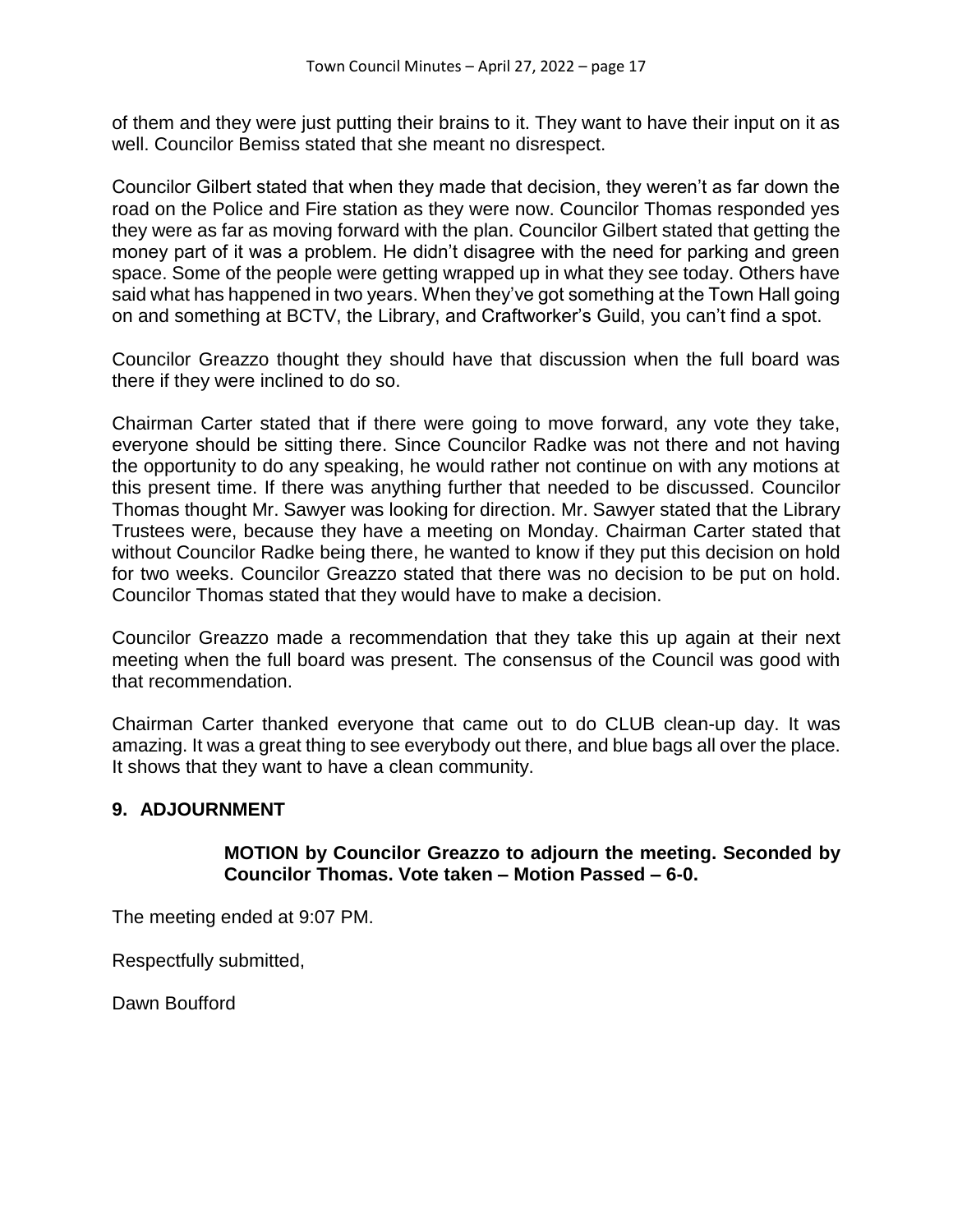of them and they were just putting their brains to it. They want to have their input on it as well. Councilor Bemiss stated that she meant no disrespect.

Councilor Gilbert stated that when they made that decision, they weren't as far down the road on the Police and Fire station as they were now. Councilor Thomas responded yes they were as far as moving forward with the plan. Councilor Gilbert stated that getting the money part of it was a problem. He didn't disagree with the need for parking and green space. Some of the people were getting wrapped up in what they see today. Others have said what has happened in two years. When they've got something at the Town Hall going on and something at BCTV, the Library, and Craftworker's Guild, you can't find a spot.

Councilor Greazzo thought they should have that discussion when the full board was there if they were inclined to do so.

Chairman Carter stated that if there were going to move forward, any vote they take, everyone should be sitting there. Since Councilor Radke was not there and not having the opportunity to do any speaking, he would rather not continue on with any motions at this present time. If there was anything further that needed to be discussed. Councilor Thomas thought Mr. Sawyer was looking for direction. Mr. Sawyer stated that the Library Trustees were, because they have a meeting on Monday. Chairman Carter stated that without Councilor Radke being there, he wanted to know if they put this decision on hold for two weeks. Councilor Greazzo stated that there was no decision to be put on hold. Councilor Thomas stated that they would have to make a decision.

Councilor Greazzo made a recommendation that they take this up again at their next meeting when the full board was present. The consensus of the Council was good with that recommendation.

Chairman Carter thanked everyone that came out to do CLUB clean-up day. It was amazing. It was a great thing to see everybody out there, and blue bags all over the place. It shows that they want to have a clean community.

## 9. ADJOURNMENT

> **MOTION by Councilor Greazzo to adjourn the meeting. Seconded by Councilor Thomas. Vote taken – Motion Passed – 6-0.**

The meeting ended at 9:07 PM.

Respectfully submitted,

Dawn Boufford